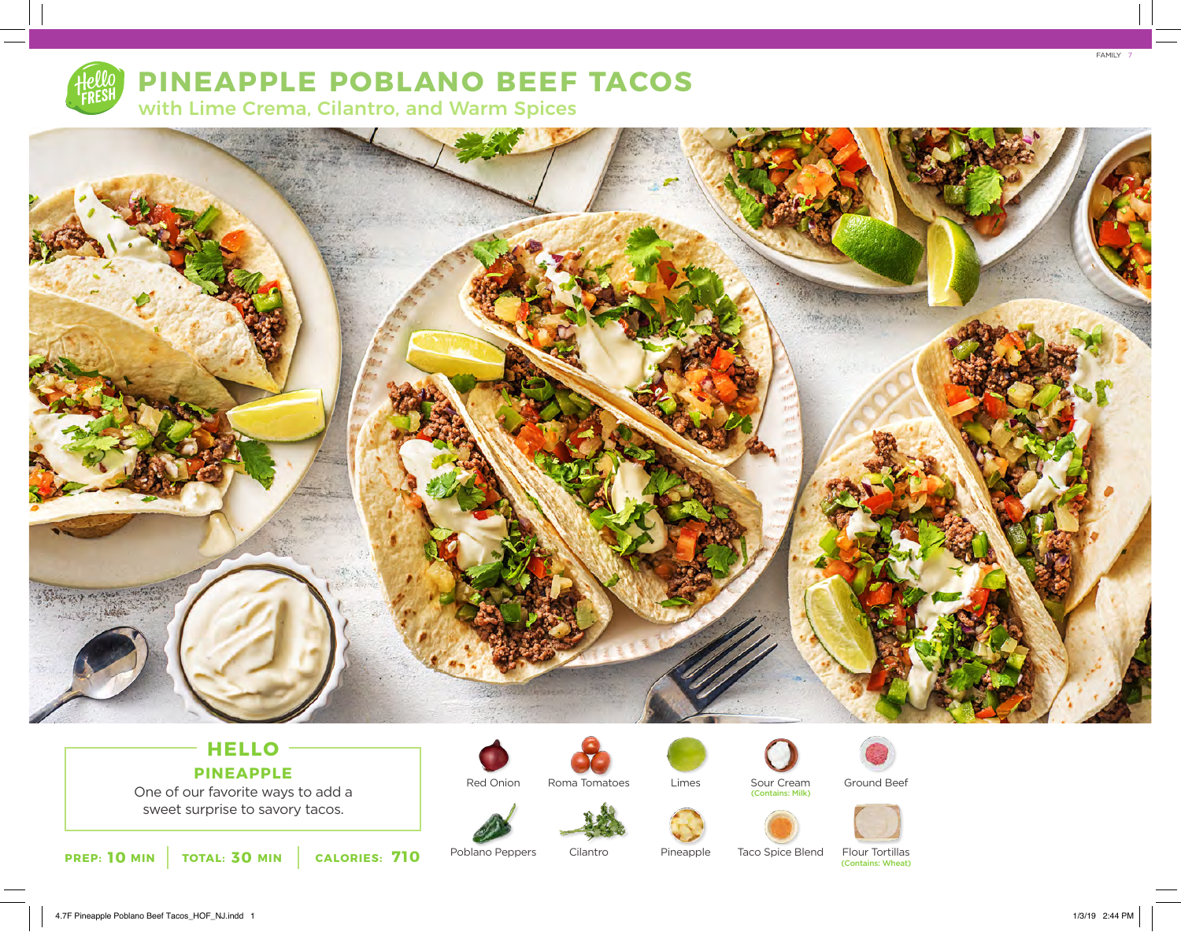# PINEAPPLE POBLANO BEEF TACOS

## with Lime Crema, Cilantro, and Warm Spices

### HELLO

**PINEAPPLE**

One of our favorite ways to add a sweet surprise to savory tacos.

**PREP: 10 MIN** | **TOTAL: 30 MIN** | **CALORIES: 710**

- Red Onion
- Roma Tomatoes
- Limes
- Sour Cream (Contains: Milk)
- Ground Beef
- Poblano Peppers
- Cilantro
- Pineapple
- Taco Spice Blend
- Flour Tortillas (Contains: Wheat)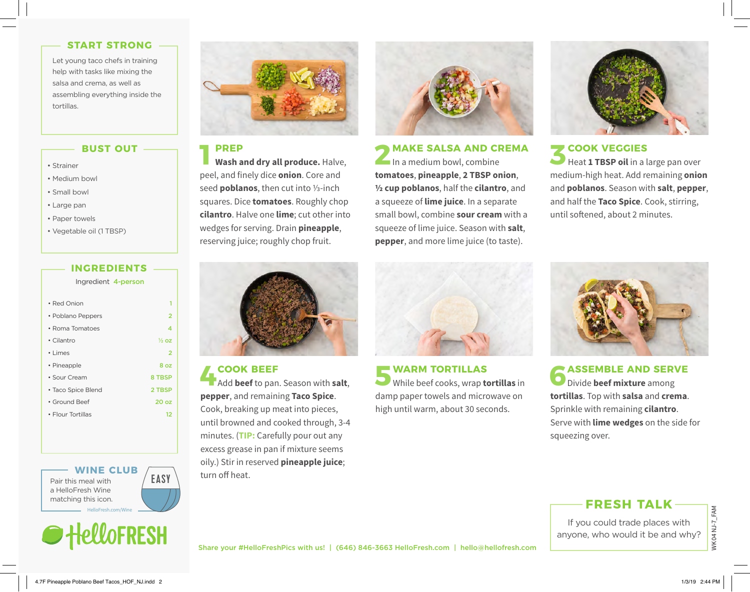## START STRONG

Let young taco chefs in training help with tasks like mixing the salsa and crema, as well as assembling everything inside the tortillas.

## BUST OUT

- Strainer
- Medium bowl
- Small bowl
- Large pan
- Paper towels
- Vegetable oil (1 TBSP)

## INGREDIENTS

| Ingredient | 4-person |
|---|---|
| Red Onion | 1 |
| Poblano Peppers | 2 |
| Roma Tomatoes | 4 |
| Cilantro | ½ oz |
| Limes | 2 |
| Pineapple | 8 oz |
| Sour Cream | 8 TBSP |
| Taco Spice Blend | 2 TBSP |
| Ground Beef | 20 oz |
| Flour Tortillas | 12 |

## WINE CLUB

Pair this meal with a HelloFresh Wine matching this icon.

EASY

HelloFresh.com/Wine

## 1 PREP

**Wash and dry all produce.** Halve, peel, and finely dice **onion**. Core and seed **poblanos**, then cut into ⅓-inch squares. Dice **tomatoes**. Roughly chop **cilantro**. Halve one **lime**; cut other into wedges for serving. Drain **pineapple**, reserving juice; roughly chop fruit.

## 2 MAKE SALSA AND CREMA

In a medium bowl, combine **tomatoes**, **pineapple**, **2 TBSP onion**, **½ cup poblanos**, half the **cilantro**, and a squeeze of **lime juice**. In a separate small bowl, combine **sour cream** with a squeeze of lime juice. Season with **salt**, **pepper**, and more lime juice (to taste).

## 3 COOK VEGGIES

Heat **1 TBSP oil** in a large pan over medium-high heat. Add remaining **onion** and **poblanos**. Season with **salt**, **pepper**, and half the **Taco Spice**. Cook, stirring, until softened, about 2 minutes.

## 4 COOK BEEF

Add **beef** to pan. Season with **salt**, **pepper**, and remaining **Taco Spice**. Cook, breaking up meat into pieces, until browned and cooked through, 3-4 minutes. (**TIP:** Carefully pour out any excess grease in pan if mixture seems oily.) Stir in reserved **pineapple juice**; turn off heat.

## 5 WARM TORTILLAS

While beef cooks, wrap **tortillas** in damp paper towels and microwave on high until warm, about 30 seconds.

## 6 ASSEMBLE AND SERVE

Divide **beef mixture** among **tortillas**. Top with **salsa** and **crema**. Sprinkle with remaining **cilantro**. Serve with **lime wedges** on the side for squeezing over.

## FRESH TALK

If you could trade places with anyone, who would it be and why?

Share your #HelloFreshPics with us! | (646) 846-3663 HelloFresh.com | hello@hellofresh.com

WK04 NJ-7_FAM